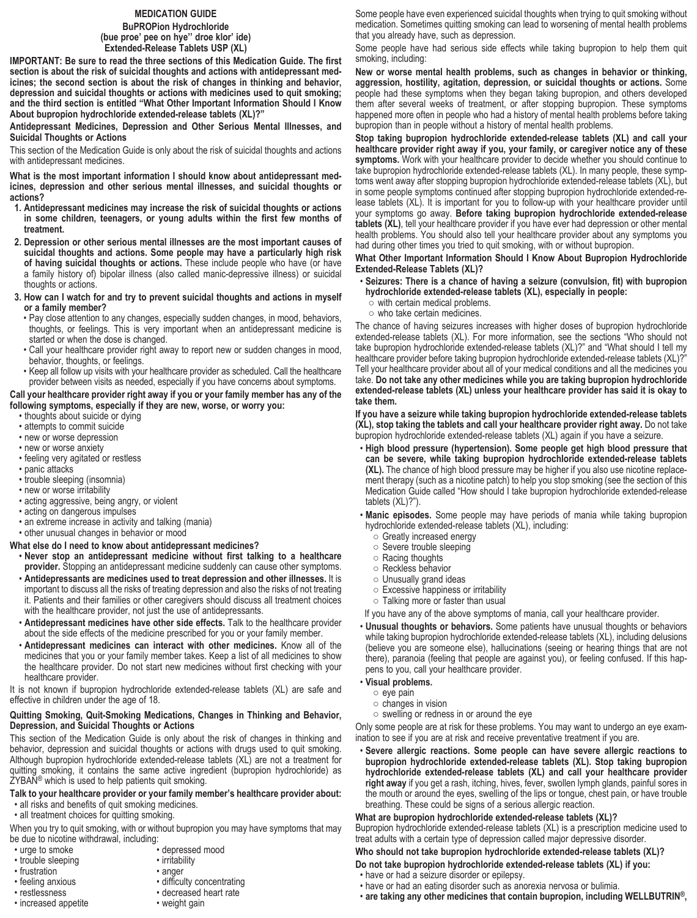# MEDICATION GUIDE

**BuPROPion Hydrochloride**
**(bue proe' pee on hye'' droe klor' ide)**
**Extended-Release Tablets USP (XL)**

**IMPORTANT: Be sure to read the three sections of this Medication Guide. The first section is about the risk of suicidal thoughts and actions with antidepressant medicines; the second section is about the risk of changes in thinking and behavior, depression and suicidal thoughts or actions with medicines used to quit smoking; and the third section is entitled "What Other Important Information Should I Know About bupropion hydrochloride extended-release tablets (XL)?"**

## Antidepressant Medicines, Depression and Other Serious Mental Illnesses, and Suicidal Thoughts or Actions

This section of the Medication Guide is only about the risk of suicidal thoughts and actions with antidepressant medicines.

**What is the most important information I should know about antidepressant medicines, depression and other serious mental illnesses, and suicidal thoughts or actions?**

1. **Antidepressant medicines may increase the risk of suicidal thoughts or actions in some children, teenagers, or young adults within the first few months of treatment.**
2. **Depression or other serious mental illnesses are the most important causes of suicidal thoughts and actions. Some people may have a particularly high risk of having suicidal thoughts or actions.** These include people who have (or have a family history of) bipolar illness (also called manic-depressive illness) or suicidal thoughts or actions.
3. **How can I watch for and try to prevent suicidal thoughts and actions in myself or a family member?**
   - Pay close attention to any changes, especially sudden changes, in mood, behaviors, thoughts, or feelings. This is very important when an antidepressant medicine is started or when the dose is changed.
   - Call your healthcare provider right away to report new or sudden changes in mood, behavior, thoughts, or feelings.
   - Keep all follow up visits with your healthcare provider as scheduled. Call the healthcare provider between visits as needed, especially if you have concerns about symptoms.

**Call your healthcare provider right away if you or your family member has any of the following symptoms, especially if they are new, worse, or worry you:**

- thoughts about suicide or dying
- attempts to commit suicide
- new or worse depression
- new or worse anxiety
- feeling very agitated or restless
- panic attacks
- trouble sleeping (insomnia)
- new or worse irritability
- acting aggressive, being angry, or violent
- acting on dangerous impulses
- an extreme increase in activity and talking (mania)
- other unusual changes in behavior or mood

**What else do I need to know about antidepressant medicines?**

- **Never stop an antidepressant medicine without first talking to a healthcare provider.** Stopping an antidepressant medicine suddenly can cause other symptoms.
- **Antidepressants are medicines used to treat depression and other illnesses.** It is important to discuss all the risks of treating depression and also the risks of not treating it. Patients and their families or other caregivers should discuss all treatment choices with the healthcare provider, not just the use of antidepressants.
- **Antidepressant medicines have other side effects.** Talk to the healthcare provider about the side effects of the medicine prescribed for you or your family member.
- **Antidepressant medicines can interact with other medicines.** Know all of the medicines that you or your family member takes. Keep a list of all medicines to show the healthcare provider. Do not start new medicines without first checking with your healthcare provider.

It is not known if bupropion hydrochloride extended-release tablets (XL) are safe and effective in children under the age of 18.

## Quitting Smoking, Quit-Smoking Medications, Changes in Thinking and Behavior, Depression, and Suicidal Thoughts or Actions

This section of the Medication Guide is only about the risk of changes in thinking and behavior, depression and suicidal thoughts or actions with drugs used to quit smoking. Although bupropion hydrochloride extended-release tablets (XL) are not a treatment for quitting smoking, it contains the same active ingredient (bupropion hydrochloride) as ZYBAN® which is used to help patients quit smoking.

**Talk to your healthcare provider or your family member's healthcare provider about:**

- all risks and benefits of quit smoking medicines.
- all treatment choices for quitting smoking.

When you try to quit smoking, with or without bupropion you may have symptoms that may be due to nicotine withdrawal, including:

- urge to smoke
- trouble sleeping
- frustration
- feeling anxious
- restlessness
- increased appetite
- depressed mood
- irritability
- anger
- difficulty concentrating
- decreased heart rate
- weight gain

Some people have even experienced suicidal thoughts when trying to quit smoking without medication. Sometimes quitting smoking can lead to worsening of mental health problems that you already have, such as depression.

Some people have had serious side effects while taking bupropion to help them quit smoking, including:

**New or worse mental health problems, such as changes in behavior or thinking, aggression, hostility, agitation, depression, or suicidal thoughts or actions.** Some people had these symptoms when they began taking bupropion, and others developed them after several weeks of treatment, or after stopping bupropion. These symptoms happened more often in people who had a history of mental health problems before taking bupropion than in people without a history of mental health problems.

**Stop taking bupropion hydrochloride extended-release tablets (XL) and call your healthcare provider right away if you, your family, or caregiver notice any of these symptoms.** Work with your healthcare provider to decide whether you should continue to take bupropion hydrochloride extended-release tablets (XL). In many people, these symptoms went away after stopping bupropion hydrochloride extended-release tablets (XL), but in some people symptoms continued after stopping bupropion hydrochloride extended-release tablets (XL). It is important for you to follow-up with your healthcare provider until your symptoms go away. **Before taking bupropion hydrochloride extended-release tablets (XL)**, tell your healthcare provider if you have ever had depression or other mental health problems. You should also tell your healthcare provider about any symptoms you had during other times you tried to quit smoking, with or without bupropion.

## What Other Important Information Should I Know About Bupropion Hydrochloride Extended-Release Tablets (XL)?

- **Seizures: There is a chance of having a seizure (convulsion, fit) with bupropion hydrochloride extended-release tablets (XL), especially in people:**
  - with certain medical problems.
  - who take certain medicines.

The chance of having seizures increases with higher doses of bupropion hydrochloride extended-release tablets (XL). For more information, see the sections "Who should not take bupropion hydrochloride extended-release tablets (XL)?" and "What should I tell my healthcare provider before taking bupropion hydrochloride extended-release tablets (XL)?" Tell your healthcare provider about all of your medical conditions and all the medicines you take. **Do not take any other medicines while you are taking bupropion hydrochloride extended-release tablets (XL) unless your healthcare provider has said it is okay to take them.**

**If you have a seizure while taking bupropion hydrochloride extended-release tablets (XL), stop taking the tablets and call your healthcare provider right away.** Do not take bupropion hydrochloride extended-release tablets (XL) again if you have a seizure.

- **High blood pressure (hypertension). Some people get high blood pressure that can be severe, while taking bupropion hydrochloride extended-release tablets (XL).** The chance of high blood pressure may be higher if you also use nicotine replacement therapy (such as a nicotine patch) to help you stop smoking (see the section of this Medication Guide called "How should I take bupropion hydrochloride extended-release tablets (XL)?").
- **Manic episodes.** Some people may have periods of mania while taking bupropion hydrochloride extended-release tablets (XL), including:
  - Greatly increased energy
  - Severe trouble sleeping
  - Racing thoughts
  - Reckless behavior
  - Unusually grand ideas
  - Excessive happiness or irritability
  - Talking more or faster than usual

  If you have any of the above symptoms of mania, call your healthcare provider.
- **Unusual thoughts or behaviors.** Some patients have unusual thoughts or behaviors while taking bupropion hydrochloride extended-release tablets (XL), including delusions (believe you are someone else), hallucinations (seeing or hearing things that are not there), paranoia (feeling that people are against you), or feeling confused. If this happens to you, call your healthcare provider.
- **Visual problems.**
  - eye pain
  - changes in vision
  - swelling or redness in or around the eye

Only some people are at risk for these problems. You may want to undergo an eye examination to see if you are at risk and receive preventative treatment if you are.

- **Severe allergic reactions. Some people can have severe allergic reactions to bupropion hydrochloride extended-release tablets (XL). Stop taking bupropion hydrochloride extended-release tablets (XL) and call your healthcare provider right away** if you get a rash, itching, hives, fever, swollen lymph glands, painful sores in the mouth or around the eyes, swelling of the lips or tongue, chest pain, or have trouble breathing. These could be signs of a serious allergic reaction.

**What are bupropion hydrochloride extended-release tablets (XL)?**

Bupropion hydrochloride extended-release tablets (XL) is a prescription medicine used to treat adults with a certain type of depression called major depressive disorder.

**Who should not take bupropion hydrochloride extended-release tablets (XL)?**

**Do not take bupropion hydrochloride extended-release tablets (XL) if you:**

- have or had a seizure disorder or epilepsy.
- have or had an eating disorder such as anorexia nervosa or bulimia.
- **are taking any other medicines that contain bupropion, including WELLBUTRIN®,**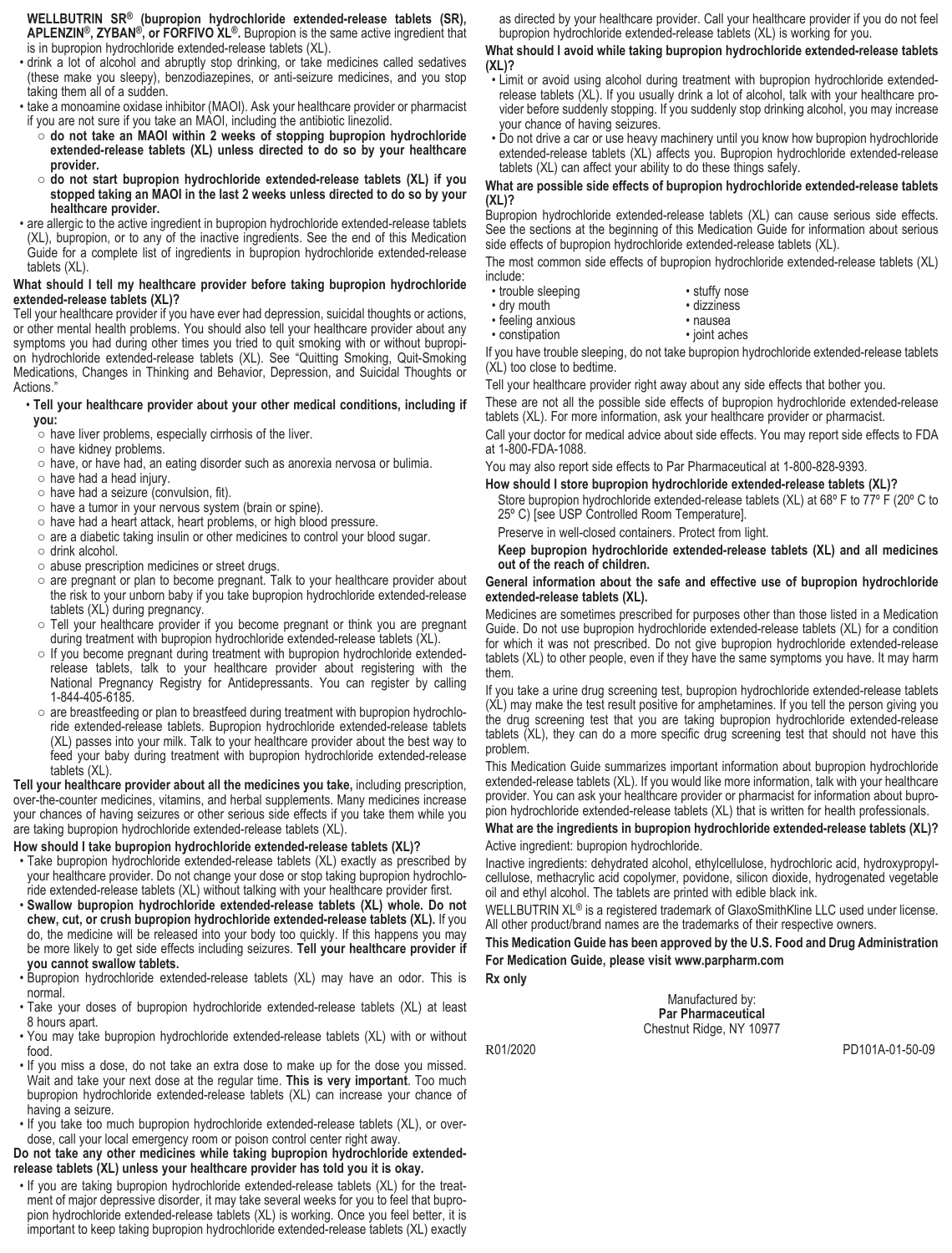**WELLBUTRIN SR® (bupropion hydrochloride extended-release tablets (SR), APLENZIN®, ZYBAN®, or FORFIVO XL®.** Bupropion is the same active ingredient that is in bupropion hydrochloride extended-release tablets (XL).

- drink a lot of alcohol and abruptly stop drinking, or take medicines called sedatives (these make you sleepy), benzodiazepines, or anti-seizure medicines, and you stop taking them all of a sudden.
- take a monoamine oxidase inhibitor (MAOI). Ask your healthcare provider or pharmacist if you are not sure if you take an MAOI, including the antibiotic linezolid.
  - **do not take an MAOI within 2 weeks of stopping bupropion hydrochloride extended-release tablets (XL) unless directed to do so by your healthcare provider.**
  - **do not start bupropion hydrochloride extended-release tablets (XL) if you stopped taking an MAOI in the last 2 weeks unless directed to do so by your healthcare provider.**
- are allergic to the active ingredient in bupropion hydrochloride extended-release tablets (XL), bupropion, or to any of the inactive ingredients. See the end of this Medication Guide for a complete list of ingredients in bupropion hydrochloride extended-release tablets (XL).

### What should I tell my healthcare provider before taking bupropion hydrochloride extended-release tablets (XL)?

Tell your healthcare provider if you have ever had depression, suicidal thoughts or actions, or other mental health problems. You should also tell your healthcare provider about any symptoms you had during other times you tried to quit smoking with or without bupropion hydrochloride extended-release tablets (XL). See "Quitting Smoking, Quit-Smoking Medications, Changes in Thinking and Behavior, Depression, and Suicidal Thoughts or Actions."

- **Tell your healthcare provider about your other medical conditions, including if you:**
  - have liver problems, especially cirrhosis of the liver.
  - have kidney problems.
  - have, or have had, an eating disorder such as anorexia nervosa or bulimia.
  - have had a head injury.
  - have had a seizure (convulsion, fit).
  - have a tumor in your nervous system (brain or spine).
  - have had a heart attack, heart problems, or high blood pressure.
  - are a diabetic taking insulin or other medicines to control your blood sugar.
  - drink alcohol.
  - abuse prescription medicines or street drugs.
  - are pregnant or plan to become pregnant. Talk to your healthcare provider about the risk to your unborn baby if you take bupropion hydrochloride extended-release tablets (XL) during pregnancy.
  - Tell your healthcare provider if you become pregnant or think you are pregnant during treatment with bupropion hydrochloride extended-release tablets (XL).
  - If you become pregnant during treatment with bupropion hydrochloride extended-release tablets, talk to your healthcare provider about registering with the National Pregnancy Registry for Antidepressants. You can register by calling 1-844-405-6185.
  - are breastfeeding or plan to breastfeed during treatment with bupropion hydrochloride extended-release tablets. Bupropion hydrochloride extended-release tablets (XL) passes into your milk. Talk to your healthcare provider about the best way to feed your baby during treatment with bupropion hydrochloride extended-release tablets (XL).

**Tell your healthcare provider about all the medicines you take,** including prescription, over-the-counter medicines, vitamins, and herbal supplements. Many medicines increase your chances of having seizures or other serious side effects if you take them while you are taking bupropion hydrochloride extended-release tablets (XL).

### How should I take bupropion hydrochloride extended-release tablets (XL)?

- Take bupropion hydrochloride extended-release tablets (XL) exactly as prescribed by your healthcare provider. Do not change your dose or stop taking bupropion hydrochloride extended-release tablets (XL) without talking with your healthcare provider first.
- **Swallow bupropion hydrochloride extended-release tablets (XL) whole. Do not chew, cut, or crush bupropion hydrochloride extended-release tablets (XL).** If you do, the medicine will be released into your body too quickly. If this happens you may be more likely to get side effects including seizures. **Tell your healthcare provider if you cannot swallow tablets.**
- Bupropion hydrochloride extended-release tablets (XL) may have an odor. This is normal.
- Take your doses of bupropion hydrochloride extended-release tablets (XL) at least 8 hours apart.
- You may take bupropion hydrochloride extended-release tablets (XL) with or without food.
- If you miss a dose, do not take an extra dose to make up for the dose you missed. Wait and take your next dose at the regular time. **This is very important**. Too much bupropion hydrochloride extended-release tablets (XL) can increase your chance of having a seizure.
- If you take too much bupropion hydrochloride extended-release tablets (XL), or overdose, call your local emergency room or poison control center right away.

**Do not take any other medicines while taking bupropion hydrochloride extended-release tablets (XL) unless your healthcare provider has told you it is okay.**

- If you are taking bupropion hydrochloride extended-release tablets (XL) for the treatment of major depressive disorder, it may take several weeks for you to feel that bupropion hydrochloride extended-release tablets (XL) is working. Once you feel better, it is important to keep taking bupropion hydrochloride extended-release tablets (XL) exactly as directed by your healthcare provider. Call your healthcare provider if you do not feel bupropion hydrochloride extended-release tablets (XL) is working for you.

### What should I avoid while taking bupropion hydrochloride extended-release tablets (XL)?

- Limit or avoid using alcohol during treatment with bupropion hydrochloride extended-release tablets (XL). If you usually drink a lot of alcohol, talk with your healthcare provider before suddenly stopping. If you suddenly stop drinking alcohol, you may increase your chance of having seizures.
- Do not drive a car or use heavy machinery until you know how bupropion hydrochloride extended-release tablets (XL) affects you. Bupropion hydrochloride extended-release tablets (XL) can affect your ability to do these things safely.

### What are possible side effects of bupropion hydrochloride extended-release tablets (XL)?

Bupropion hydrochloride extended-release tablets (XL) can cause serious side effects. See the sections at the beginning of this Medication Guide for information about serious side effects of bupropion hydrochloride extended-release tablets (XL).

The most common side effects of bupropion hydrochloride extended-release tablets (XL) include:

- trouble sleeping
- dry mouth
- feeling anxious
- constipation
- stuffy nose
- dizziness
- nausea
- joint aches

If you have trouble sleeping, do not take bupropion hydrochloride extended-release tablets (XL) too close to bedtime.

Tell your healthcare provider right away about any side effects that bother you.

These are not all the possible side effects of bupropion hydrochloride extended-release tablets (XL). For more information, ask your healthcare provider or pharmacist.

Call your doctor for medical advice about side effects. You may report side effects to FDA at 1-800-FDA-1088.

You may also report side effects to Par Pharmaceutical at 1-800-828-9393.

### How should I store bupropion hydrochloride extended-release tablets (XL)?

Store bupropion hydrochloride extended-release tablets (XL) at 68º F to 77º F (20º C to 25º C) [see USP Controlled Room Temperature].

Preserve in well-closed containers. Protect from light.

**Keep bupropion hydrochloride extended-release tablets (XL) and all medicines out of the reach of children.**

### General information about the safe and effective use of bupropion hydrochloride extended-release tablets (XL).

Medicines are sometimes prescribed for purposes other than those listed in a Medication Guide. Do not use bupropion hydrochloride extended-release tablets (XL) for a condition for which it was not prescribed. Do not give bupropion hydrochloride extended-release tablets (XL) to other people, even if they have the same symptoms you have. It may harm them.

If you take a urine drug screening test, bupropion hydrochloride extended-release tablets (XL) may make the test result positive for amphetamines. If you tell the person giving you the drug screening test that you are taking bupropion hydrochloride extended-release tablets (XL), they can do a more specific drug screening test that should not have this problem.

This Medication Guide summarizes important information about bupropion hydrochloride extended-release tablets (XL). If you would like more information, talk with your healthcare provider. You can ask your healthcare provider or pharmacist for information about bupropion hydrochloride extended-release tablets (XL) that is written for health professionals.

### What are the ingredients in bupropion hydrochloride extended-release tablets (XL)?

Active ingredient: bupropion hydrochloride.

Inactive ingredients: dehydrated alcohol, ethylcellulose, hydrochloric acid, hydroxypropylcellulose, methacrylic acid copolymer, povidone, silicon dioxide, hydrogenated vegetable oil and ethyl alcohol. The tablets are printed with edible black ink.

WELLBUTRIN XL® is a registered trademark of GlaxoSmithKline LLC used under license. All other product/brand names are the trademarks of their respective owners.

**This Medication Guide has been approved by the U.S. Food and Drug Administration**

**For Medication Guide, please visit www.parpharm.com**

**Rx only**

Manufactured by:
**Par Pharmaceutical**
Chestnut Ridge, NY 10977

R01/2020

PD101A-01-50-09